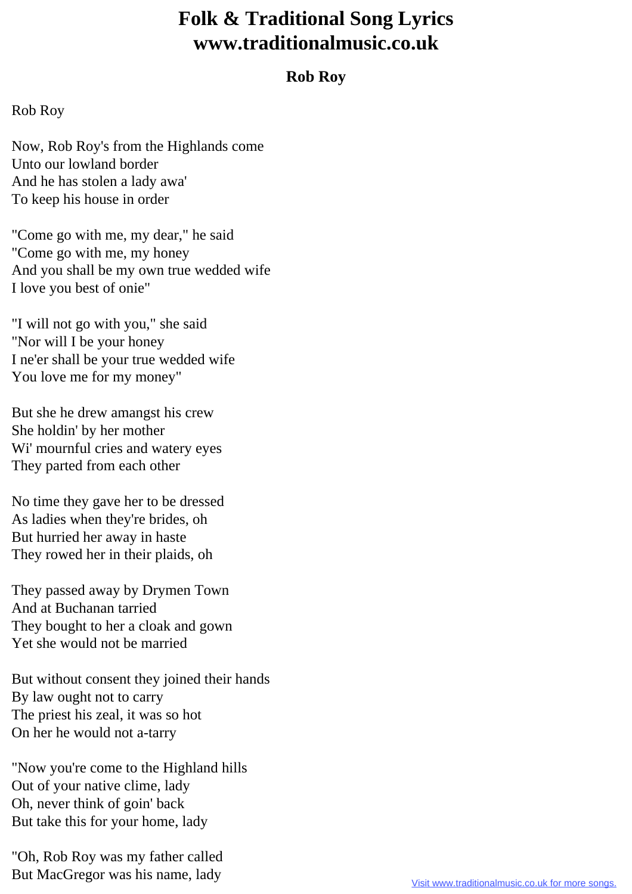# Folk & Traditional Song Lyrics
# www.traditionalmusic.co.uk

## Rob Roy

Rob Roy

Now, Rob Roy's from the Highlands come
Unto our lowland border
And he has stolen a lady awa'
To keep his house in order

"Come go with me, my dear," he said
"Come go with me, my honey
And you shall be my own true wedded wife
I love you best of onie"

"I will not go with you," she said
"Nor will I be your honey
I ne'er shall be your true wedded wife
You love me for my money"

But she he drew amangst his crew
She holdin' by her mother
Wi' mournful cries and watery eyes
They parted from each other

No time they gave her to be dressed
As ladies when they're brides, oh
But hurried her away in haste
They rowed her in their plaids, oh

They passed away by Drymen Town
And at Buchanan tarried
They bought to her a cloak and gown
Yet she would not be married

But without consent they joined their hands
By law ought not to carry
The priest his zeal, it was so hot
On her he would not a-tarry

"Now you're come to the Highland hills
Out of your native clime, lady
Oh, never think of goin' back
But take this for your home, lady

"Oh, Rob Roy was my father called
But MacGregor was his name, lady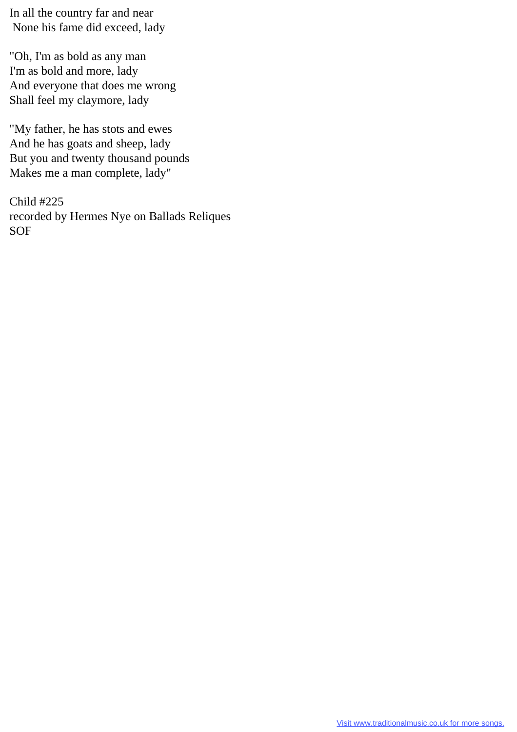In all the country far and near  
None his fame did exceed, lady

"Oh, I'm as bold as any man  
I'm as bold and more, lady  
And everyone that does me wrong  
Shall feel my claymore, lady

"My father, he has stots and ewes  
And he has goats and sheep, lady  
But you and twenty thousand pounds  
Makes me a man complete, lady"

Child #225  
recorded by Hermes Nye on Ballads Reliques  
SOF